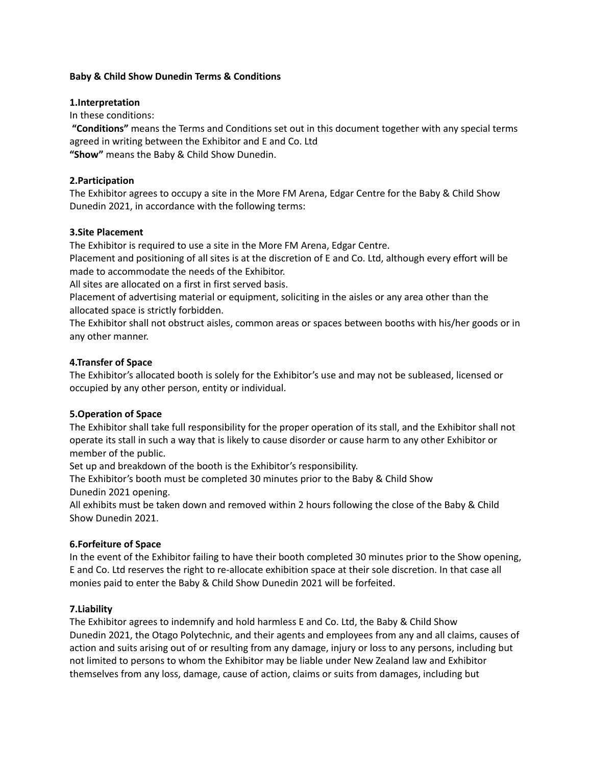**Baby & Child Show Dunedin Terms & Conditions**

**1.Interpretation**

In these conditions:

**"Conditions"** means the Terms and Conditions set out in this document together with any special terms agreed in writing between the Exhibitor and E and Co. Ltd

**"Show"** means the Baby & Child Show Dunedin.

**2.Participation**

The Exhibitor agrees to occupy a site in the More FM Arena, Edgar Centre for the Baby & Child Show Dunedin 2021, in accordance with the following terms:

**3.Site Placement**

The Exhibitor is required to use a site in the More FM Arena, Edgar Centre.

Placement and positioning of all sites is at the discretion of E and Co. Ltd, although every effort will be made to accommodate the needs of the Exhibitor.

All sites are allocated on a first in first served basis.

Placement of advertising material or equipment, soliciting in the aisles or any area other than the allocated space is strictly forbidden.

The Exhibitor shall not obstruct aisles, common areas or spaces between booths with his/her goods or in any other manner.

**4.Transfer of Space**

The Exhibitor's allocated booth is solely for the Exhibitor's use and may not be subleased, licensed or occupied by any other person, entity or individual.

**5.Operation of Space**

The Exhibitor shall take full responsibility for the proper operation of its stall, and the Exhibitor shall not operate its stall in such a way that is likely to cause disorder or cause harm to any other Exhibitor or member of the public.

Set up and breakdown of the booth is the Exhibitor's responsibility.

The Exhibitor's booth must be completed 30 minutes prior to the Baby & Child Show Dunedin 2021 opening.

All exhibits must be taken down and removed within 2 hours following the close of the Baby & Child Show Dunedin 2021.

**6.Forfeiture of Space**

In the event of the Exhibitor failing to have their booth completed 30 minutes prior to the Show opening, E and Co. Ltd reserves the right to re-allocate exhibition space at their sole discretion. In that case all monies paid to enter the Baby & Child Show Dunedin 2021 will be forfeited.

**7.Liability**

The Exhibitor agrees to indemnify and hold harmless E and Co. Ltd, the Baby & Child Show Dunedin 2021, the Otago Polytechnic, and their agents and employees from any and all claims, causes of action and suits arising out of or resulting from any damage, injury or loss to any persons, including but not limited to persons to whom the Exhibitor may be liable under New Zealand law and Exhibitor themselves from any loss, damage, cause of action, claims or suits from damages, including but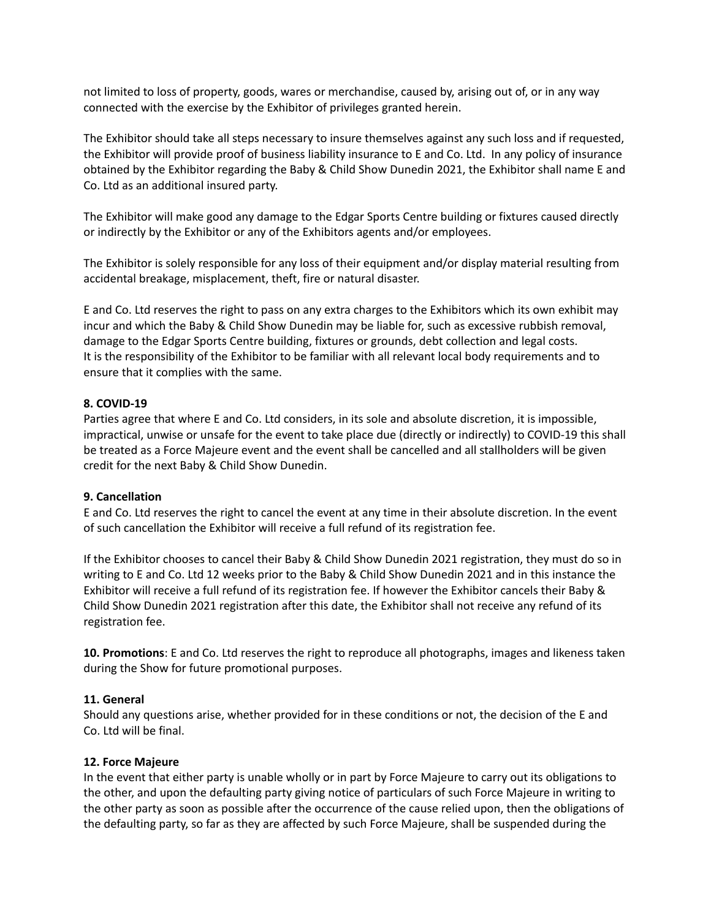not limited to loss of property, goods, wares or merchandise, caused by, arising out of, or in any way connected with the exercise by the Exhibitor of privileges granted herein.

The Exhibitor should take all steps necessary to insure themselves against any such loss and if requested, the Exhibitor will provide proof of business liability insurance to E and Co. Ltd. In any policy of insurance obtained by the Exhibitor regarding the Baby & Child Show Dunedin 2021, the Exhibitor shall name E and Co. Ltd as an additional insured party.

The Exhibitor will make good any damage to the Edgar Sports Centre building or fixtures caused directly or indirectly by the Exhibitor or any of the Exhibitors agents and/or employees.

The Exhibitor is solely responsible for any loss of their equipment and/or display material resulting from accidental breakage, misplacement, theft, fire or natural disaster.

E and Co. Ltd reserves the right to pass on any extra charges to the Exhibitors which its own exhibit may incur and which the Baby & Child Show Dunedin may be liable for, such as excessive rubbish removal, damage to the Edgar Sports Centre building, fixtures or grounds, debt collection and legal costs.
It is the responsibility of the Exhibitor to be familiar with all relevant local body requirements and to ensure that it complies with the same.

**8. COVID-19**

Parties agree that where E and Co. Ltd considers, in its sole and absolute discretion, it is impossible, impractical, unwise or unsafe for the event to take place due (directly or indirectly) to COVID-19 this shall be treated as a Force Majeure event and the event shall be cancelled and all stallholders will be given credit for the next Baby & Child Show Dunedin.

**9. Cancellation**

E and Co. Ltd reserves the right to cancel the event at any time in their absolute discretion. In the event of such cancellation the Exhibitor will receive a full refund of its registration fee.

If the Exhibitor chooses to cancel their Baby & Child Show Dunedin 2021 registration, they must do so in writing to E and Co. Ltd 12 weeks prior to the Baby & Child Show Dunedin 2021 and in this instance the Exhibitor will receive a full refund of its registration fee. If however the Exhibitor cancels their Baby & Child Show Dunedin 2021 registration after this date, the Exhibitor shall not receive any refund of its registration fee.

**10. Promotions**: E and Co. Ltd reserves the right to reproduce all photographs, images and likeness taken during the Show for future promotional purposes.

**11. General**

Should any questions arise, whether provided for in these conditions or not, the decision of the E and Co. Ltd will be final.

**12. Force Majeure**

In the event that either party is unable wholly or in part by Force Majeure to carry out its obligations to the other, and upon the defaulting party giving notice of particulars of such Force Majeure in writing to the other party as soon as possible after the occurrence of the cause relied upon, then the obligations of the defaulting party, so far as they are affected by such Force Majeure, shall be suspended during the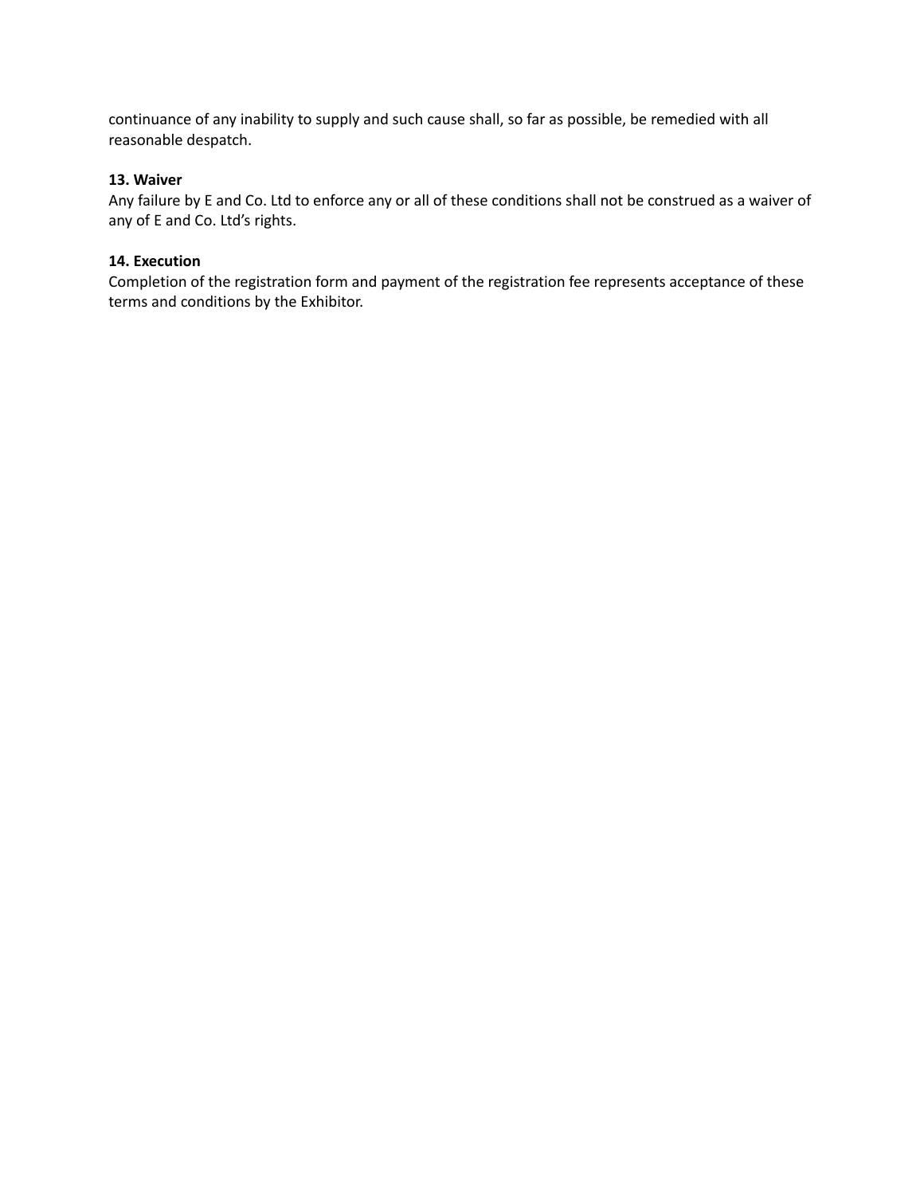continuance of any inability to supply and such cause shall, so far as possible, be remedied with all reasonable despatch.

**13. Waiver**

Any failure by E and Co. Ltd to enforce any or all of these conditions shall not be construed as a waiver of any of E and Co. Ltd's rights.

**14. Execution**

Completion of the registration form and payment of the registration fee represents acceptance of these terms and conditions by the Exhibitor.